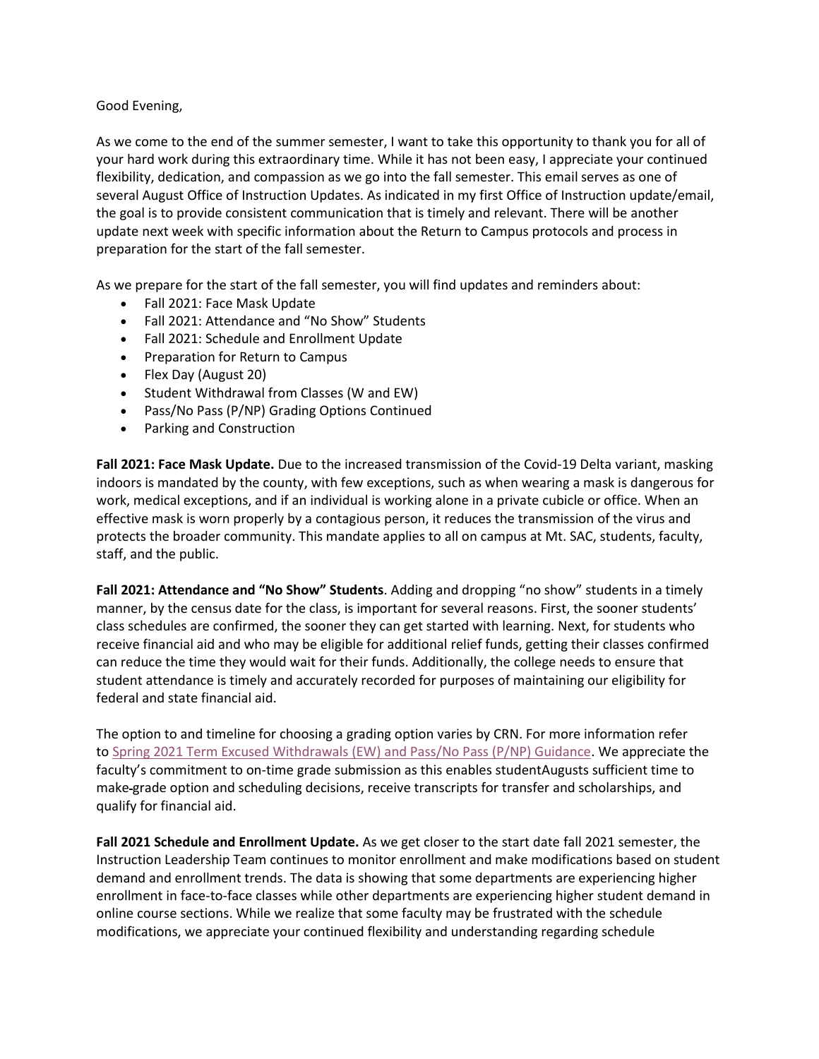Good Evening,

As we come to the end of the summer semester, I want to take this opportunity to thank you for all of your hard work during this extraordinary time. While it has not been easy, I appreciate your continued flexibility, dedication, and compassion as we go into the fall semester. This email serves as one of several August Office of Instruction Updates. As indicated in my first Office of Instruction update/email, the goal is to provide consistent communication that is timely and relevant. There will be another update next week with specific information about the Return to Campus protocols and process in preparation for the start of the fall semester.

As we prepare for the start of the fall semester, you will find updates and reminders about:

- Fall 2021: Face Mask Update
- Fall 2021: Attendance and "No Show" Students
- Fall 2021: Schedule and Enrollment Update
- Preparation for Return to Campus
- Flex Day (August 20)
- Student Withdrawal from Classes (W and EW)
- Pass/No Pass (P/NP) Grading Options Continued
- Parking and Construction

**Fall 2021: Face Mask Update.** Due to the increased transmission of the Covid-19 Delta variant, masking indoors is mandated by the county, with few exceptions, such as when wearing a mask is dangerous for work, medical exceptions, and if an individual is working alone in a private cubicle or office. When an effective mask is worn properly by a contagious person, it reduces the transmission of the virus and protects the broader community. This mandate applies to all on campus at Mt. SAC, students, faculty, staff, and the public.

**Fall 2021: Attendance and "No Show" Students**. Adding and dropping "no show" students in a timely manner, by the census date for the class, is important for several reasons. First, the sooner students' class schedules are confirmed, the sooner they can get started with learning. Next, for students who receive financial aid and who may be eligible for additional relief funds, getting their classes confirmed can reduce the time they would wait for their funds. Additionally, the college needs to ensure that student attendance is timely and accurately recorded for purposes of maintaining our eligibility for federal and state financial aid.

The option to and timeline for choosing a grading option varies by CRN. For more information refer to [Spring 2021 Term Excused Withdrawals (EW) and Pass/No Pass (P/NP) Guidance](). We appreciate the faculty's commitment to on-time grade submission as this enables studentAugusts sufficient time to make grade option and scheduling decisions, receive transcripts for transfer and scholarships, and qualify for financial aid.

**Fall 2021 Schedule and Enrollment Update.** As we get closer to the start date fall 2021 semester, the Instruction Leadership Team continues to monitor enrollment and make modifications based on student demand and enrollment trends. The data is showing that some departments are experiencing higher enrollment in face-to-face classes while other departments are experiencing higher student demand in online course sections. While we realize that some faculty may be frustrated with the schedule modifications, we appreciate your continued flexibility and understanding regarding schedule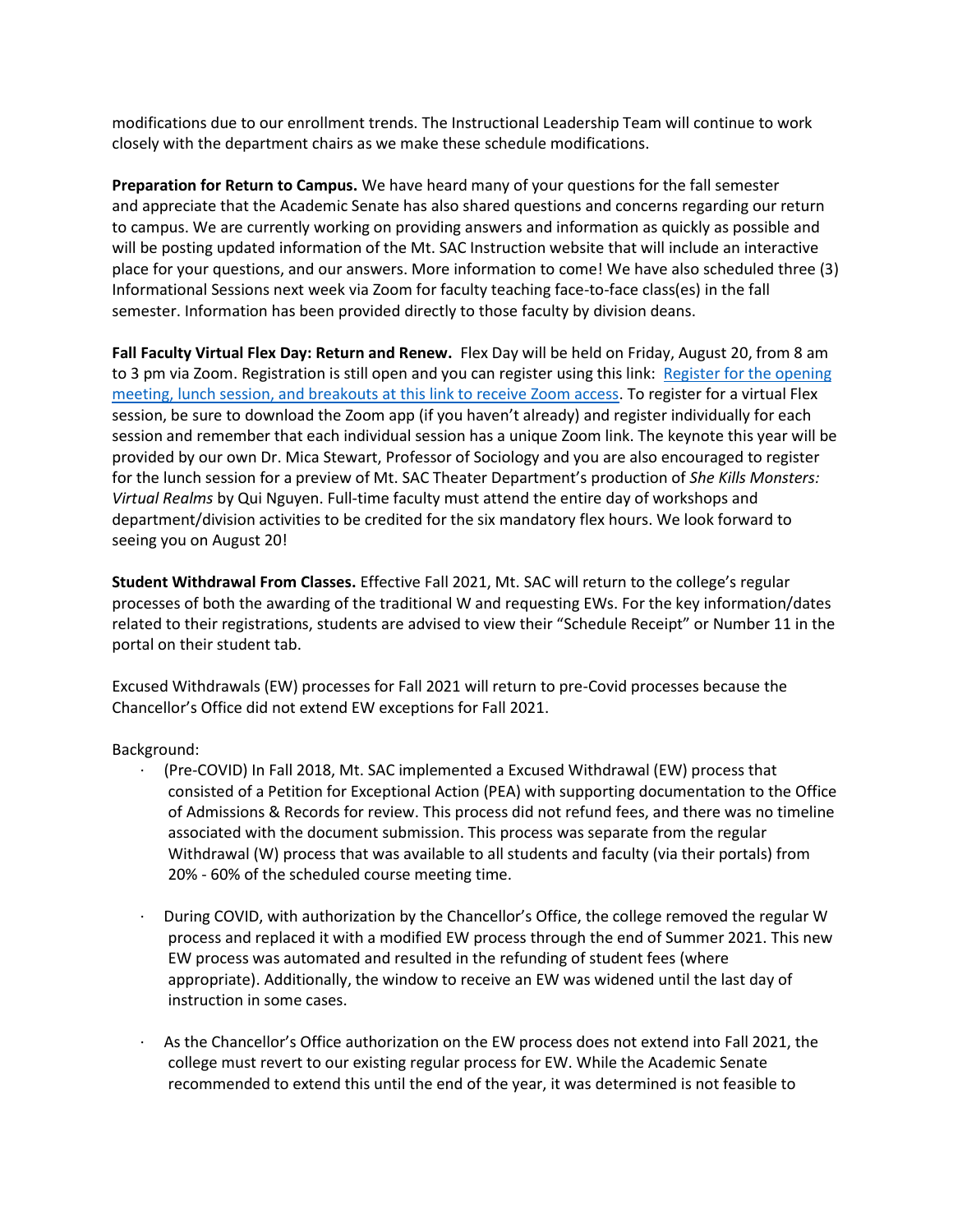modifications due to our enrollment trends. The Instructional Leadership Team will continue to work closely with the department chairs as we make these schedule modifications.

**Preparation for Return to Campus.** We have heard many of your questions for the fall semester and appreciate that the Academic Senate has also shared questions and concerns regarding our return to campus. We are currently working on providing answers and information as quickly as possible and will be posting updated information of the Mt. SAC Instruction website that will include an interactive place for your questions, and our answers. More information to come! We have also scheduled three (3) Informational Sessions next week via Zoom for faculty teaching face-to-face class(es) in the fall semester. Information has been provided directly to those faculty by division deans.

**Fall Faculty Virtual Flex Day: Return and Renew.** Flex Day will be held on Friday, August 20, from 8 am to 3 pm via Zoom. Registration is still open and you can register using this link: Register for the opening meeting, lunch session, and breakouts at this link to receive Zoom access. To register for a virtual Flex session, be sure to download the Zoom app (if you haven't already) and register individually for each session and remember that each individual session has a unique Zoom link. The keynote this year will be provided by our own Dr. Mica Stewart, Professor of Sociology and you are also encouraged to register for the lunch session for a preview of Mt. SAC Theater Department's production of *She Kills Monsters: Virtual Realms* by Qui Nguyen. Full-time faculty must attend the entire day of workshops and department/division activities to be credited for the six mandatory flex hours. We look forward to seeing you on August 20!

**Student Withdrawal From Classes.** Effective Fall 2021, Mt. SAC will return to the college's regular processes of both the awarding of the traditional W and requesting EWs. For the key information/dates related to their registrations, students are advised to view their "Schedule Receipt" or Number 11 in the portal on their student tab.

Excused Withdrawals (EW) processes for Fall 2021 will return to pre-Covid processes because the Chancellor's Office did not extend EW exceptions for Fall 2021.

Background:

- (Pre-COVID) In Fall 2018, Mt. SAC implemented a Excused Withdrawal (EW) process that consisted of a Petition for Exceptional Action (PEA) with supporting documentation to the Office of Admissions & Records for review. This process did not refund fees, and there was no timeline associated with the document submission. This process was separate from the regular Withdrawal (W) process that was available to all students and faculty (via their portals) from 20% - 60% of the scheduled course meeting time.

- During COVID, with authorization by the Chancellor's Office, the college removed the regular W process and replaced it with a modified EW process through the end of Summer 2021. This new EW process was automated and resulted in the refunding of student fees (where appropriate). Additionally, the window to receive an EW was widened until the last day of instruction in some cases.

- As the Chancellor's Office authorization on the EW process does not extend into Fall 2021, the college must revert to our existing regular process for EW. While the Academic Senate recommended to extend this until the end of the year, it was determined is not feasible to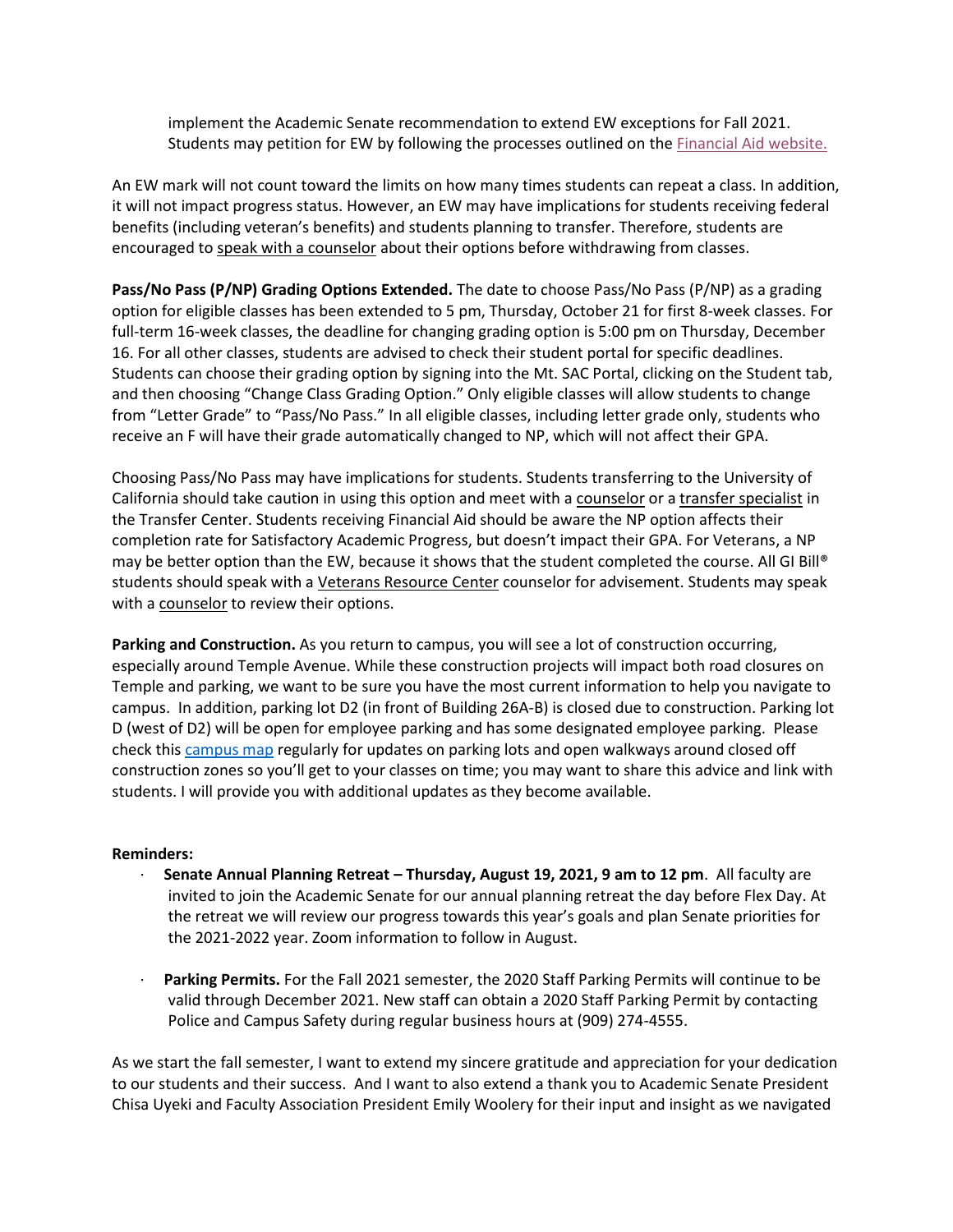implement the Academic Senate recommendation to extend EW exceptions for Fall 2021. Students may petition for EW by following the processes outlined on the Financial Aid website.

An EW mark will not count toward the limits on how many times students can repeat a class. In addition, it will not impact progress status. However, an EW may have implications for students receiving federal benefits (including veteran's benefits) and students planning to transfer. Therefore, students are encouraged to speak with a counselor about their options before withdrawing from classes.

**Pass/No Pass (P/NP) Grading Options Extended.** The date to choose Pass/No Pass (P/NP) as a grading option for eligible classes has been extended to 5 pm, Thursday, October 21 for first 8-week classes. For full-term 16-week classes, the deadline for changing grading option is 5:00 pm on Thursday, December 16. For all other classes, students are advised to check their student portal for specific deadlines. Students can choose their grading option by signing into the Mt. SAC Portal, clicking on the Student tab, and then choosing "Change Class Grading Option." Only eligible classes will allow students to change from "Letter Grade" to "Pass/No Pass." In all eligible classes, including letter grade only, students who receive an F will have their grade automatically changed to NP, which will not affect their GPA.

Choosing Pass/No Pass may have implications for students. Students transferring to the University of California should take caution in using this option and meet with a counselor or a transfer specialist in the Transfer Center. Students receiving Financial Aid should be aware the NP option affects their completion rate for Satisfactory Academic Progress, but doesn't impact their GPA. For Veterans, a NP may be better option than the EW, because it shows that the student completed the course. All GI Bill® students should speak with a Veterans Resource Center counselor for advisement. Students may speak with a counselor to review their options.

**Parking and Construction.** As you return to campus, you will see a lot of construction occurring, especially around Temple Avenue. While these construction projects will impact both road closures on Temple and parking, we want to be sure you have the most current information to help you navigate to campus. In addition, parking lot D2 (in front of Building 26A-B) is closed due to construction. Parking lot D (west of D2) will be open for employee parking and has some designated employee parking. Please check this campus map regularly for updates on parking lots and open walkways around closed off construction zones so you'll get to your classes on time; you may want to share this advice and link with students. I will provide you with additional updates as they become available.

**Reminders:**

- **Senate Annual Planning Retreat – Thursday, August 19, 2021, 9 am to 12 pm**. All faculty are invited to join the Academic Senate for our annual planning retreat the day before Flex Day. At the retreat we will review our progress towards this year's goals and plan Senate priorities for the 2021-2022 year. Zoom information to follow in August.

- **Parking Permits.** For the Fall 2021 semester, the 2020 Staff Parking Permits will continue to be valid through December 2021. New staff can obtain a 2020 Staff Parking Permit by contacting Police and Campus Safety during regular business hours at (909) 274-4555.

As we start the fall semester, I want to extend my sincere gratitude and appreciation for your dedication to our students and their success. And I want to also extend a thank you to Academic Senate President Chisa Uyeki and Faculty Association President Emily Woolery for their input and insight as we navigated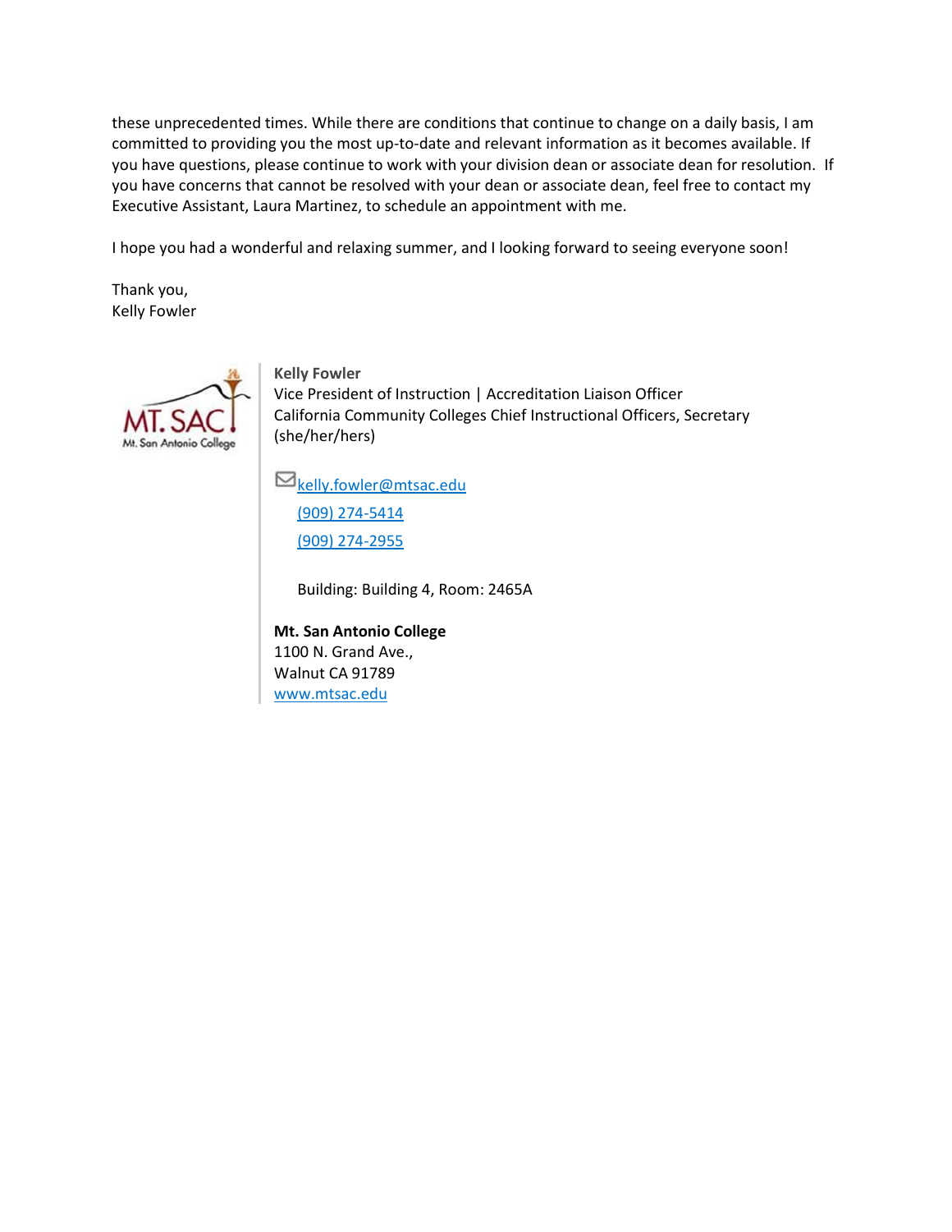these unprecedented times. While there are conditions that continue to change on a daily basis, I am committed to providing you the most up-to-date and relevant information as it becomes available. If you have questions, please continue to work with your division dean or associate dean for resolution. If you have concerns that cannot be resolved with your dean or associate dean, feel free to contact my Executive Assistant, Laura Martinez, to schedule an appointment with me.

I hope you had a wonderful and relaxing summer, and I looking forward to seeing everyone soon!

Thank you,
Kelly Fowler

**Kelly Fowler**
Vice President of Instruction | Accreditation Liaison Officer
California Community Colleges Chief Instructional Officers, Secretary
(she/her/hers)

kelly.fowler@mtsac.edu
(909) 274-5414
(909) 274-2955

Building: Building 4, Room: 2465A

**Mt. San Antonio College**
1100 N. Grand Ave.,
Walnut CA 91789
www.mtsac.edu